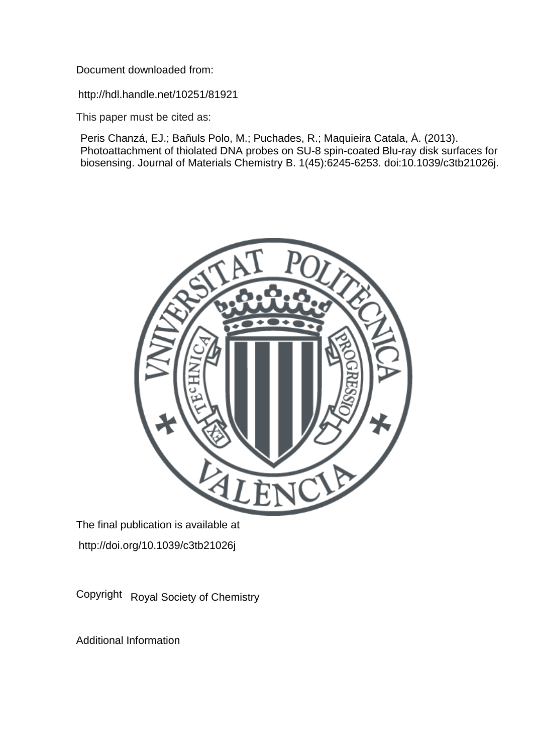Document downloaded from:

http://hdl.handle.net/10251/81921

This paper must be cited as:

Peris Chanzá, EJ.; Bañuls Polo, M.; Puchades, R.; Maquieira Catala, Á. (2013). Photoattachment of thiolated DNA probes on SU-8 spin-coated Blu-ray disk surfaces for biosensing. Journal of Materials Chemistry B. 1(45):6245-6253. doi:10.1039/c3tb21026j.

The final publication is available at

http://doi.org/10.1039/c3tb21026j

Copyright Royal Society of Chemistry

Additional Information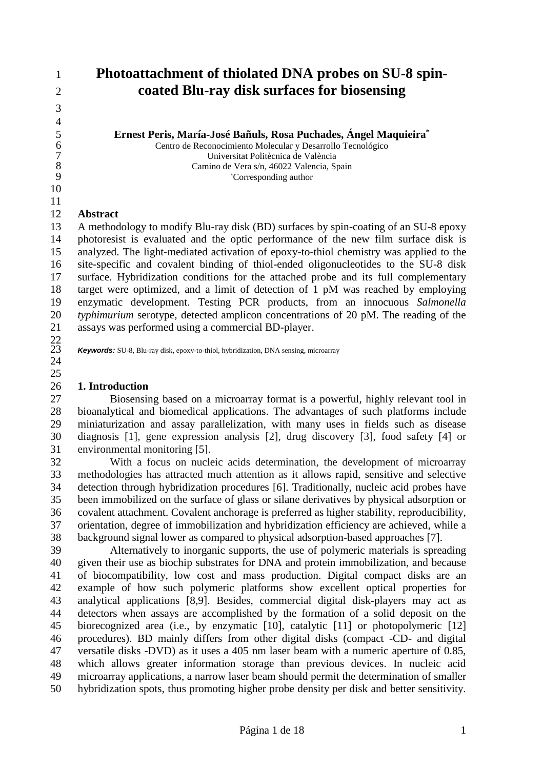# Photoattachment of thiolated DNA probes on SU-8 spin-coated Blu-ray disk surfaces for biosensing

**Ernest Peris, María-José Bañuls, Rosa Puchades, Ángel Maquieira***

Centro de Reconocimiento Molecular y Desarrollo Tecnológico
Universitat Politècnica de València
Camino de Vera s/n, 46022 Valencia, Spain
*Corresponding author

## Abstract

A methodology to modify Blu-ray disk (BD) surfaces by spin-coating of an SU-8 epoxy photoresist is evaluated and the optic performance of the new film surface disk is analyzed. The light-mediated activation of epoxy-to-thiol chemistry was applied to the site-specific and covalent binding of thiol-ended oligonucleotides to the SU-8 disk surface. Hybridization conditions for the attached probe and its full complementary target were optimized, and a limit of detection of 1 pM was reached by employing enzymatic development. Testing PCR products, from an innocuous *Salmonella typhimurium* serotype, detected amplicon concentrations of 20 pM. The reading of the assays was performed using a commercial BD-player.

***Keywords:*** SU-8, Blu-ray disk, epoxy-to-thiol, hybridization, DNA sensing, microarray

## 1. Introduction

Biosensing based on a microarray format is a powerful, highly relevant tool in bioanalytical and biomedical applications. The advantages of such platforms include miniaturization and assay parallelization, with many uses in fields such as disease diagnosis [1], gene expression analysis [2], drug discovery [3], food safety [4] or environmental monitoring [5].

With a focus on nucleic acids determination, the development of microarray methodologies has attracted much attention as it allows rapid, sensitive and selective detection through hybridization procedures [6]. Traditionally, nucleic acid probes have been immobilized on the surface of glass or silane derivatives by physical adsorption or covalent attachment. Covalent anchorage is preferred as higher stability, reproducibility, orientation, degree of immobilization and hybridization efficiency are achieved, while a background signal lower as compared to physical adsorption-based approaches [7].

Alternatively to inorganic supports, the use of polymeric materials is spreading given their use as biochip substrates for DNA and protein immobilization, and because of biocompatibility, low cost and mass production. Digital compact disks are an example of how such polymeric platforms show excellent optical properties for analytical applications [8,9]. Besides, commercial digital disk-players may act as detectors when assays are accomplished by the formation of a solid deposit on the biorecognized area (i.e., by enzymatic [10], catalytic [11] or photopolymeric [12] procedures). BD mainly differs from other digital disks (compact -CD- and digital versatile disks -DVD) as it uses a 405 nm laser beam with a numeric aperture of 0.85, which allows greater information storage than previous devices. In nucleic acid microarray applications, a narrow laser beam should permit the determination of smaller hybridization spots, thus promoting higher probe density per disk and better sensitivity.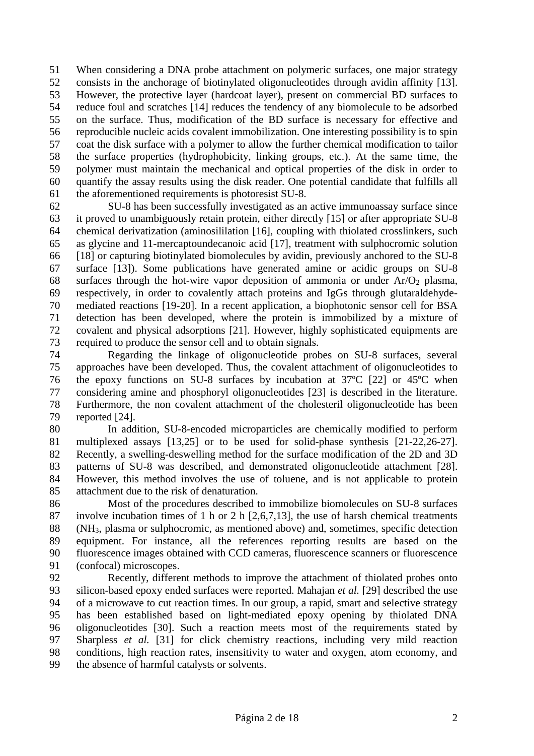When considering a DNA probe attachment on polymeric surfaces, one major strategy consists in the anchorage of biotinylated oligonucleotides through avidin affinity [13]. However, the protective layer (hardcoat layer), present on commercial BD surfaces to reduce foul and scratches [14] reduces the tendency of any biomolecule to be adsorbed on the surface. Thus, modification of the BD surface is necessary for effective and reproducible nucleic acids covalent immobilization. One interesting possibility is to spin coat the disk surface with a polymer to allow the further chemical modification to tailor the surface properties (hydrophobicity, linking groups, etc.). At the same time, the polymer must maintain the mechanical and optical properties of the disk in order to quantify the assay results using the disk reader. One potential candidate that fulfills all the aforementioned requirements is photoresist SU-8.

SU-8 has been successfully investigated as an active immunoassay surface since it proved to unambiguously retain protein, either directly [15] or after appropriate SU-8 chemical derivatization (aminosililation [16], coupling with thiolated crosslinkers, such as glycine and 11-mercaptoundecanoic acid [17], treatment with sulphocromic solution [18] or capturing biotinylated biomolecules by avidin, previously anchored to the SU-8 surface [13]). Some publications have generated amine or acidic groups on SU-8 surfaces through the hot-wire vapor deposition of ammonia or under $Ar/O_2$ plasma, respectively, in order to covalently attach proteins and IgGs through glutaraldehyde-mediated reactions [19-20]. In a recent application, a biophotonic sensor cell for BSA detection has been developed, where the protein is immobilized by a mixture of covalent and physical adsorptions [21]. However, highly sophisticated equipments are required to produce the sensor cell and to obtain signals.

Regarding the linkage of oligonucleotide probes on SU-8 surfaces, several approaches have been developed. Thus, the covalent attachment of oligonucleotides to the epoxy functions on SU-8 surfaces by incubation at 37ºC [22] or 45ºC when considering amine and phosphoryl oligonucleotides [23] is described in the literature. Furthermore, the non covalent attachment of the cholesteril oligonucleotide has been reported [24].

In addition, SU-8-encoded microparticles are chemically modified to perform multiplexed assays [13,25] or to be used for solid-phase synthesis [21-22,26-27]. Recently, a swelling-deswelling method for the surface modification of the 2D and 3D patterns of SU-8 was described, and demonstrated oligonucleotide attachment [28]. However, this method involves the use of toluene, and is not applicable to protein attachment due to the risk of denaturation.

Most of the procedures described to immobilize biomolecules on SU-8 surfaces involve incubation times of 1 h or 2 h [2,6,7,13], the use of harsh chemical treatments ($NH_3$, plasma or sulphocromic, as mentioned above) and, sometimes, specific detection equipment. For instance, all the references reporting results are based on the fluorescence images obtained with CCD cameras, fluorescence scanners or fluorescence (confocal) microscopes.

Recently, different methods to improve the attachment of thiolated probes onto silicon-based epoxy ended surfaces were reported. Mahajan *et al.* [29] described the use of a microwave to cut reaction times. In our group, a rapid, smart and selective strategy has been established based on light-mediated epoxy opening by thiolated DNA oligonucleotides [30]. Such a reaction meets most of the requirements stated by Sharpless *et al.* [31] for click chemistry reactions, including very mild reaction conditions, high reaction rates, insensitivity to water and oxygen, atom economy, and the absence of harmful catalysts or solvents.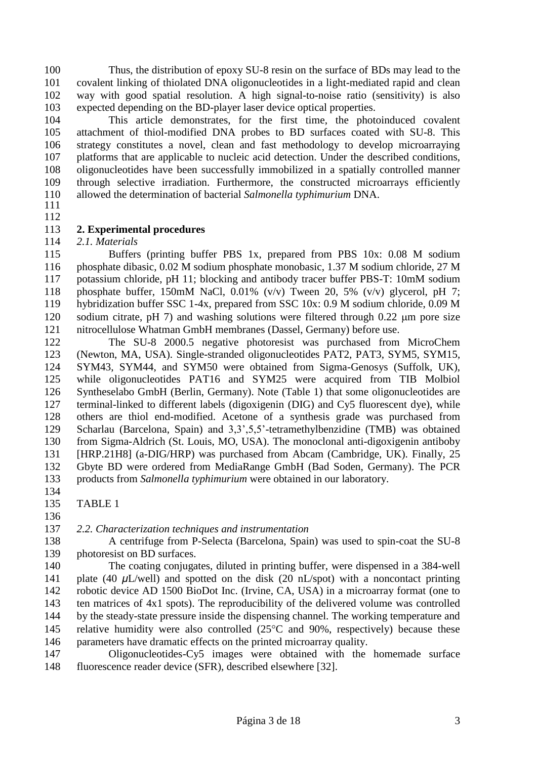Thus, the distribution of epoxy SU-8 resin on the surface of BDs may lead to the covalent linking of thiolated DNA oligonucleotides in a light-mediated rapid and clean way with good spatial resolution. A high signal-to-noise ratio (sensitivity) is also expected depending on the BD-player laser device optical properties.

This article demonstrates, for the first time, the photoinduced covalent attachment of thiol-modified DNA probes to BD surfaces coated with SU-8. This strategy constitutes a novel, clean and fast methodology to develop microarraying platforms that are applicable to nucleic acid detection. Under the described conditions, oligonucleotides have been successfully immobilized in a spatially controlled manner through selective irradiation. Furthermore, the constructed microarrays efficiently allowed the determination of bacterial *Salmonella typhimurium* DNA.

## 2. Experimental procedures

### *2.1. Materials*

Buffers (printing buffer PBS 1x, prepared from PBS 10x: 0.08 M sodium phosphate dibasic, 0.02 M sodium phosphate monobasic, 1.37 M sodium chloride, 27 M potassium chloride, pH 11; blocking and antibody tracer buffer PBS-T: 10mM sodium phosphate buffer, 150mM NaCl, 0.01% (v/v) Tween 20, 5% (v/v) glycerol, pH 7; hybridization buffer SSC 1-4x, prepared from SSC 10x: 0.9 M sodium chloride, 0.09 M sodium citrate, pH 7) and washing solutions were filtered through 0.22 μm pore size nitrocellulose Whatman GmbH membranes (Dassel, Germany) before use.

The SU-8 2000.5 negative photoresist was purchased from MicroChem (Newton, MA, USA). Single-stranded oligonucleotides PAT2, PAT3, SYM5, SYM15, SYM43, SYM44, and SYM50 were obtained from Sigma-Genosys (Suffolk, UK), while oligonucleotides PAT16 and SYM25 were acquired from TIB Molbiol Syntheselabo GmbH (Berlin, Germany). Note (Table 1) that some oligonucleotides are terminal-linked to different labels (digoxigenin (DIG) and Cy5 fluorescent dye), while others are thiol end-modified. Acetone of a synthesis grade was purchased from Scharlau (Barcelona, Spain) and 3,3',5,5'-tetramethylbenzidine (TMB) was obtained from Sigma-Aldrich (St. Louis, MO, USA). The monoclonal anti-digoxigenin antiboby [HRP.21H8] (a-DIG/HRP) was purchased from Abcam (Cambridge, UK). Finally, 25 Gbyte BD were ordered from MediaRange GmbH (Bad Soden, Germany). The PCR products from *Salmonella typhimurium* were obtained in our laboratory.

TABLE 1

### *2.2. Characterization techniques and instrumentation*

A centrifuge from P-Selecta (Barcelona, Spain) was used to spin-coat the SU-8 photoresist on BD surfaces.

The coating conjugates, diluted in printing buffer, were dispensed in a 384-well plate (40 $\mu$L/well) and spotted on the disk (20 nL/spot) with a noncontact printing robotic device AD 1500 BioDot Inc. (Irvine, CA, USA) in a microarray format (one to ten matrices of 4x1 spots). The reproducibility of the delivered volume was controlled by the steady-state pressure inside the dispensing channel. The working temperature and relative humidity were also controlled (25°C and 90%, respectively) because these parameters have dramatic effects on the printed microarray quality.

Oligonucleotides-Cy5 images were obtained with the homemade surface fluorescence reader device (SFR), described elsewhere [32].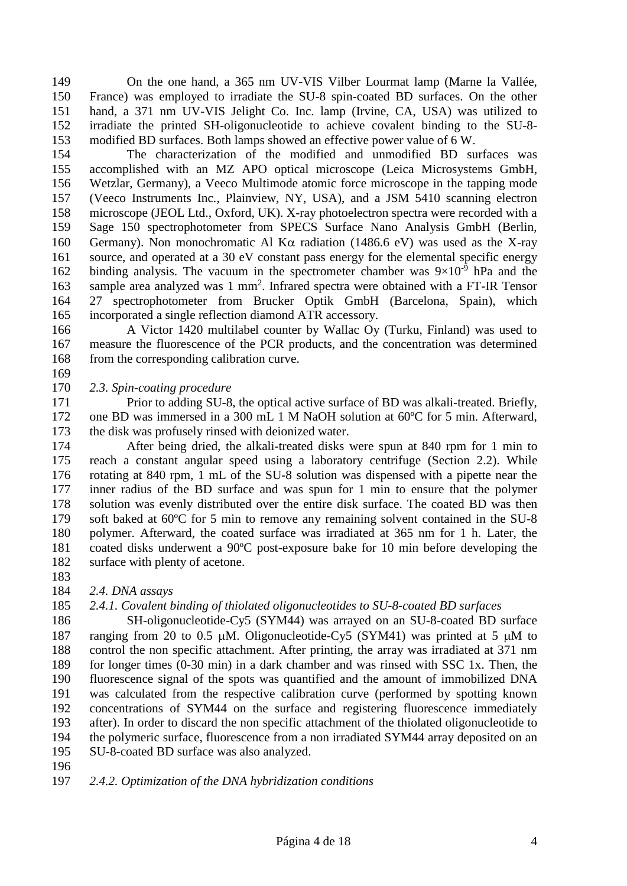On the one hand, a 365 nm UV-VIS Vilber Lourmat lamp (Marne la Vallée, France) was employed to irradiate the SU-8 spin-coated BD surfaces. On the other hand, a 371 nm UV-VIS Jelight Co. Inc. lamp (Irvine, CA, USA) was utilized to irradiate the printed SH-oligonucleotide to achieve covalent binding to the SU-8-modified BD surfaces. Both lamps showed an effective power value of 6 W.

The characterization of the modified and unmodified BD surfaces was accomplished with an MZ APO optical microscope (Leica Microsystems GmbH, Wetzlar, Germany), a Veeco Multimode atomic force microscope in the tapping mode (Veeco Instruments Inc., Plainview, NY, USA), and a JSM 5410 scanning electron microscope (JEOL Ltd., Oxford, UK). X-ray photoelectron spectra were recorded with a Sage 150 spectrophotometer from SPECS Surface Nano Analysis GmbH (Berlin, Germany). Non monochromatic Al K$\alpha$ radiation (1486.6 eV) was used as the X-ray source, and operated at a 30 eV constant pass energy for the elemental specific energy binding analysis. The vacuum in the spectrometer chamber was $9\times10^{-9}$ hPa and the sample area analyzed was 1 mm$^2$. Infrared spectra were obtained with a FT-IR Tensor 27 spectrophotometer from Brucker Optik GmbH (Barcelona, Spain), which incorporated a single reflection diamond ATR accessory.

A Victor 1420 multilabel counter by Wallac Oy (Turku, Finland) was used to measure the fluorescence of the PCR products, and the concentration was determined from the corresponding calibration curve.

*2.3. Spin-coating procedure*

Prior to adding SU-8, the optical active surface of BD was alkali-treated. Briefly, one BD was immersed in a 300 mL 1 M NaOH solution at 60ºC for 5 min. Afterward, the disk was profusely rinsed with deionized water.

After being dried, the alkali-treated disks were spun at 840 rpm for 1 min to reach a constant angular speed using a laboratory centrifuge (Section 2.2). While rotating at 840 rpm, 1 mL of the SU-8 solution was dispensed with a pipette near the inner radius of the BD surface and was spun for 1 min to ensure that the polymer solution was evenly distributed over the entire disk surface. The coated BD was then soft baked at 60ºC for 5 min to remove any remaining solvent contained in the SU-8 polymer. Afterward, the coated surface was irradiated at 365 nm for 1 h. Later, the coated disks underwent a 90ºC post-exposure bake for 10 min before developing the surface with plenty of acetone.

*2.4. DNA assays*

*2.4.1. Covalent binding of thiolated oligonucleotides to SU-8-coated BD surfaces*

SH-oligonucleotide-Cy5 (SYM44) was arrayed on an SU-8-coated BD surface ranging from 20 to 0.5 μM. Oligonucleotide-Cy5 (SYM41) was printed at 5 μM to control the non specific attachment. After printing, the array was irradiated at 371 nm for longer times (0-30 min) in a dark chamber and was rinsed with SSC 1x. Then, the fluorescence signal of the spots was quantified and the amount of immobilized DNA was calculated from the respective calibration curve (performed by spotting known concentrations of SYM44 on the surface and registering fluorescence immediately after). In order to discard the non specific attachment of the thiolated oligonucleotide to the polymeric surface, fluorescence from a non irradiated SYM44 array deposited on an SU-8-coated BD surface was also analyzed.

*2.4.2. Optimization of the DNA hybridization conditions*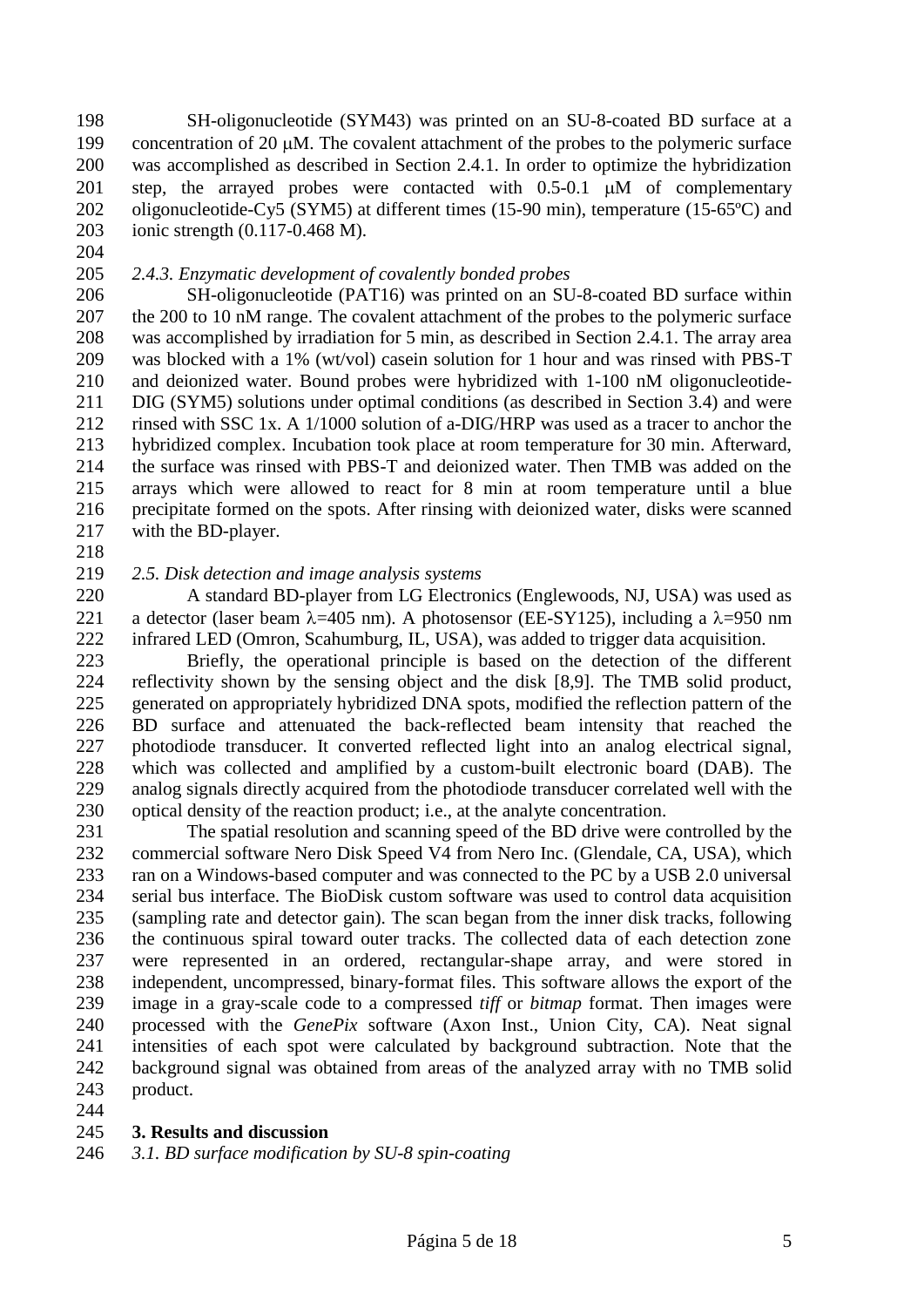SH-oligonucleotide (SYM43) was printed on an SU-8-coated BD surface at a concentration of 20 μM. The covalent attachment of the probes to the polymeric surface was accomplished as described in Section 2.4.1. In order to optimize the hybridization step, the arrayed probes were contacted with 0.5-0.1 μM of complementary oligonucleotide-Cy5 (SYM5) at different times (15-90 min), temperature (15-65ºC) and ionic strength (0.117-0.468 M).

*2.4.3. Enzymatic development of covalently bonded probes*

SH-oligonucleotide (PAT16) was printed on an SU-8-coated BD surface within the 200 to 10 nM range. The covalent attachment of the probes to the polymeric surface was accomplished by irradiation for 5 min, as described in Section 2.4.1. The array area was blocked with a 1% (wt/vol) casein solution for 1 hour and was rinsed with PBS-T and deionized water. Bound probes were hybridized with 1-100 nM oligonucleotide-DIG (SYM5) solutions under optimal conditions (as described in Section 3.4) and were rinsed with SSC 1x. A 1/1000 solution of a-DIG/HRP was used as a tracer to anchor the hybridized complex. Incubation took place at room temperature for 30 min. Afterward, the surface was rinsed with PBS-T and deionized water. Then TMB was added on the arrays which were allowed to react for 8 min at room temperature until a blue precipitate formed on the spots. After rinsing with deionized water, disks were scanned with the BD-player.

*2.5. Disk detection and image analysis systems*

A standard BD-player from LG Electronics (Englewoods, NJ, USA) was used as a detector (laser beam $\lambda$=405 nm). A photosensor (EE-SY125), including a $\lambda$=950 nm infrared LED (Omron, Scahumburg, IL, USA), was added to trigger data acquisition.

Briefly, the operational principle is based on the detection of the different reflectivity shown by the sensing object and the disk [8,9]. The TMB solid product, generated on appropriately hybridized DNA spots, modified the reflection pattern of the BD surface and attenuated the back-reflected beam intensity that reached the photodiode transducer. It converted reflected light into an analog electrical signal, which was collected and amplified by a custom-built electronic board (DAB). The analog signals directly acquired from the photodiode transducer correlated well with the optical density of the reaction product; i.e., at the analyte concentration.

The spatial resolution and scanning speed of the BD drive were controlled by the commercial software Nero Disk Speed V4 from Nero Inc. (Glendale, CA, USA), which ran on a Windows-based computer and was connected to the PC by a USB 2.0 universal serial bus interface. The BioDisk custom software was used to control data acquisition (sampling rate and detector gain). The scan began from the inner disk tracks, following the continuous spiral toward outer tracks. The collected data of each detection zone were represented in an ordered, rectangular-shape array, and were stored in independent, uncompressed, binary-format files. This software allows the export of the image in a gray-scale code to a compressed *tiff* or *bitmap* format. Then images were processed with the *GenePix* software (Axon Inst., Union City, CA). Neat signal intensities of each spot were calculated by background subtraction. Note that the background signal was obtained from areas of the analyzed array with no TMB solid product.

## 3. Results and discussion

*3.1. BD surface modification by SU-8 spin-coating*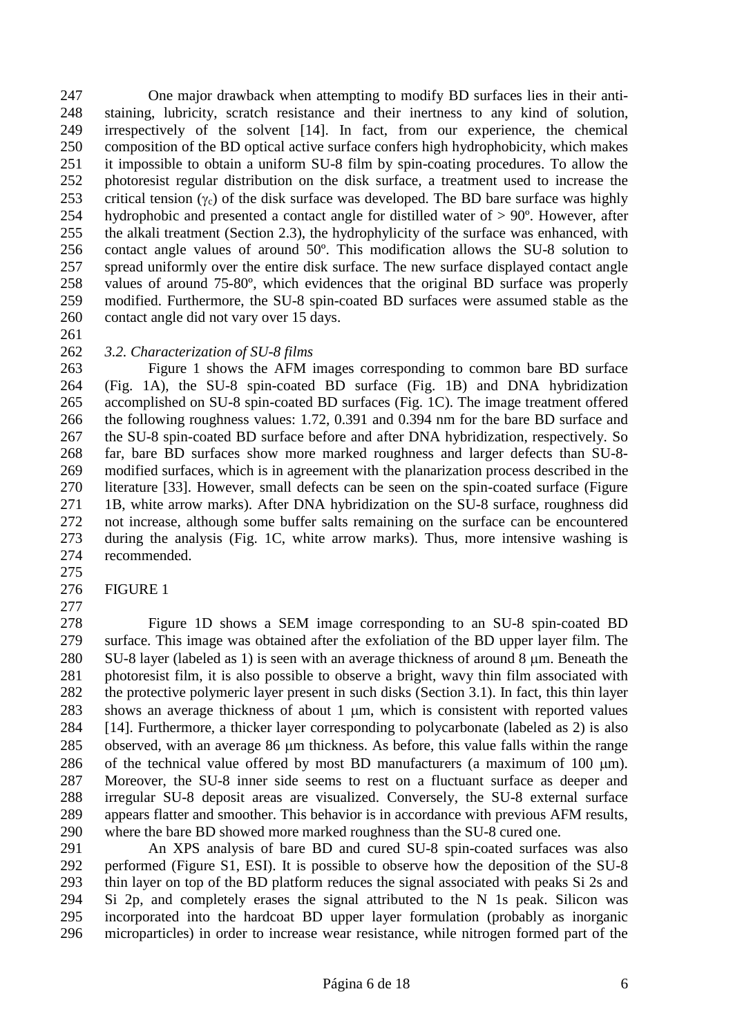One major drawback when attempting to modify BD surfaces lies in their anti-staining, lubricity, scratch resistance and their inertness to any kind of solution, irrespectively of the solvent [14]. In fact, from our experience, the chemical composition of the BD optical active surface confers high hydrophobicity, which makes it impossible to obtain a uniform SU-8 film by spin-coating procedures. To allow the photoresist regular distribution on the disk surface, a treatment used to increase the critical tension ($\gamma_c$) of the disk surface was developed. The BD bare surface was highly hydrophobic and presented a contact angle for distilled water of > 90º. However, after the alkali treatment (Section 2.3), the hydrophylicity of the surface was enhanced, with contact angle values of around 50º. This modification allows the SU-8 solution to spread uniformly over the entire disk surface. The new surface displayed contact angle values of around 75-80º, which evidences that the original BD surface was properly modified. Furthermore, the SU-8 spin-coated BD surfaces were assumed stable as the contact angle did not vary over 15 days.

*3.2. Characterization of SU-8 films*

Figure 1 shows the AFM images corresponding to common bare BD surface (Fig. 1A), the SU-8 spin-coated BD surface (Fig. 1B) and DNA hybridization accomplished on SU-8 spin-coated BD surfaces (Fig. 1C). The image treatment offered the following roughness values: 1.72, 0.391 and 0.394 nm for the bare BD surface and the SU-8 spin-coated BD surface before and after DNA hybridization, respectively. So far, bare BD surfaces show more marked roughness and larger defects than SU-8-modified surfaces, which is in agreement with the planarization process described in the literature [33]. However, small defects can be seen on the spin-coated surface (Figure 1B, white arrow marks). After DNA hybridization on the SU-8 surface, roughness did not increase, although some buffer salts remaining on the surface can be encountered during the analysis (Fig. 1C, white arrow marks). Thus, more intensive washing is recommended.

FIGURE 1

Figure 1D shows a SEM image corresponding to an SU-8 spin-coated BD surface. This image was obtained after the exfoliation of the BD upper layer film. The SU-8 layer (labeled as 1) is seen with an average thickness of around 8 μm. Beneath the photoresist film, it is also possible to observe a bright, wavy thin film associated with the protective polymeric layer present in such disks (Section 3.1). In fact, this thin layer shows an average thickness of about 1 μm, which is consistent with reported values [14]. Furthermore, a thicker layer corresponding to polycarbonate (labeled as 2) is also observed, with an average 86 μm thickness. As before, this value falls within the range of the technical value offered by most BD manufacturers (a maximum of 100 μm). Moreover, the SU-8 inner side seems to rest on a fluctuant surface as deeper and irregular SU-8 deposit areas are visualized. Conversely, the SU-8 external surface appears flatter and smoother. This behavior is in accordance with previous AFM results, where the bare BD showed more marked roughness than the SU-8 cured one.

An XPS analysis of bare BD and cured SU-8 spin-coated surfaces was also performed (Figure S1, ESI). It is possible to observe how the deposition of the SU-8 thin layer on top of the BD platform reduces the signal associated with peaks Si 2s and Si 2p, and completely erases the signal attributed to the N 1s peak. Silicon was incorporated into the hardcoat BD upper layer formulation (probably as inorganic microparticles) in order to increase wear resistance, while nitrogen formed part of the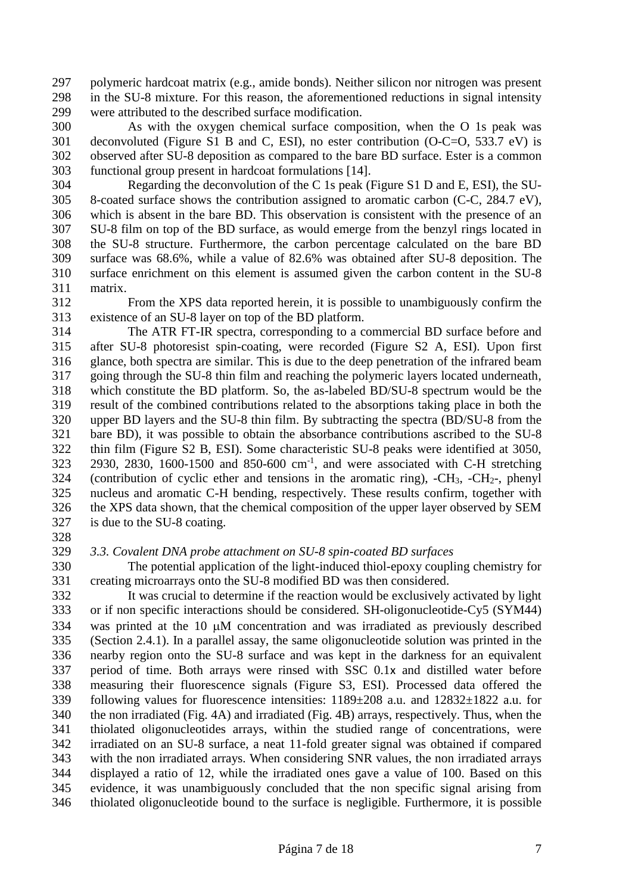polymeric hardcoat matrix (e.g., amide bonds). Neither silicon nor nitrogen was present in the SU-8 mixture. For this reason, the aforementioned reductions in signal intensity were attributed to the described surface modification.

As with the oxygen chemical surface composition, when the O 1s peak was deconvoluted (Figure S1 B and C, ESI), no ester contribution (O-C=O, 533.7 eV) is observed after SU-8 deposition as compared to the bare BD surface. Ester is a common functional group present in hardcoat formulations [14].

Regarding the deconvolution of the C 1s peak (Figure S1 D and E, ESI), the SU-8-coated surface shows the contribution assigned to aromatic carbon (C-C, 284.7 eV), which is absent in the bare BD. This observation is consistent with the presence of an SU-8 film on top of the BD surface, as would emerge from the benzyl rings located in the SU-8 structure. Furthermore, the carbon percentage calculated on the bare BD surface was 68.6%, while a value of 82.6% was obtained after SU-8 deposition. The surface enrichment on this element is assumed given the carbon content in the SU-8 matrix.

From the XPS data reported herein, it is possible to unambiguously confirm the existence of an SU-8 layer on top of the BD platform.

The ATR FT-IR spectra, corresponding to a commercial BD surface before and after SU-8 photoresist spin-coating, were recorded (Figure S2 A, ESI). Upon first glance, both spectra are similar. This is due to the deep penetration of the infrared beam going through the SU-8 thin film and reaching the polymeric layers located underneath, which constitute the BD platform. So, the as-labeled BD/SU-8 spectrum would be the result of the combined contributions related to the absorptions taking place in both the upper BD layers and the SU-8 thin film. By subtracting the spectra (BD/SU-8 from the bare BD), it was possible to obtain the absorbance contributions ascribed to the SU-8 thin film (Figure S2 B, ESI). Some characteristic SU-8 peaks were identified at 3050, 2930, 2830, 1600-1500 and 850-600 cm$^{-1}$, and were associated with C-H stretching (contribution of cyclic ether and tensions in the aromatic ring), -$CH_3$, -$CH_2$-, phenyl nucleus and aromatic C-H bending, respectively. These results confirm, together with the XPS data shown, that the chemical composition of the upper layer observed by SEM is due to the SU-8 coating.

### *3.3. Covalent DNA probe attachment on SU-8 spin-coated BD surfaces*

The potential application of the light-induced thiol-epoxy coupling chemistry for creating microarrays onto the SU-8 modified BD was then considered.

It was crucial to determine if the reaction would be exclusively activated by light or if non specific interactions should be considered. SH-oligonucleotide-Cy5 (SYM44) was printed at the 10 μM concentration and was irradiated as previously described (Section 2.4.1). In a parallel assay, the same oligonucleotide solution was printed in the nearby region onto the SU-8 surface and was kept in the darkness for an equivalent period of time. Both arrays were rinsed with SSC 0.1x and distilled water before measuring their fluorescence signals (Figure S3, ESI). Processed data offered the following values for fluorescence intensities: 1189±208 a.u. and 12832±1822 a.u. for the non irradiated (Fig. 4A) and irradiated (Fig. 4B) arrays, respectively. Thus, when the thiolated oligonucleotides arrays, within the studied range of concentrations, were irradiated on an SU-8 surface, a neat 11-fold greater signal was obtained if compared with the non irradiated arrays. When considering SNR values, the non irradiated arrays displayed a ratio of 12, while the irradiated ones gave a value of 100. Based on this evidence, it was unambiguously concluded that the non specific signal arising from thiolated oligonucleotide bound to the surface is negligible. Furthermore, it is possible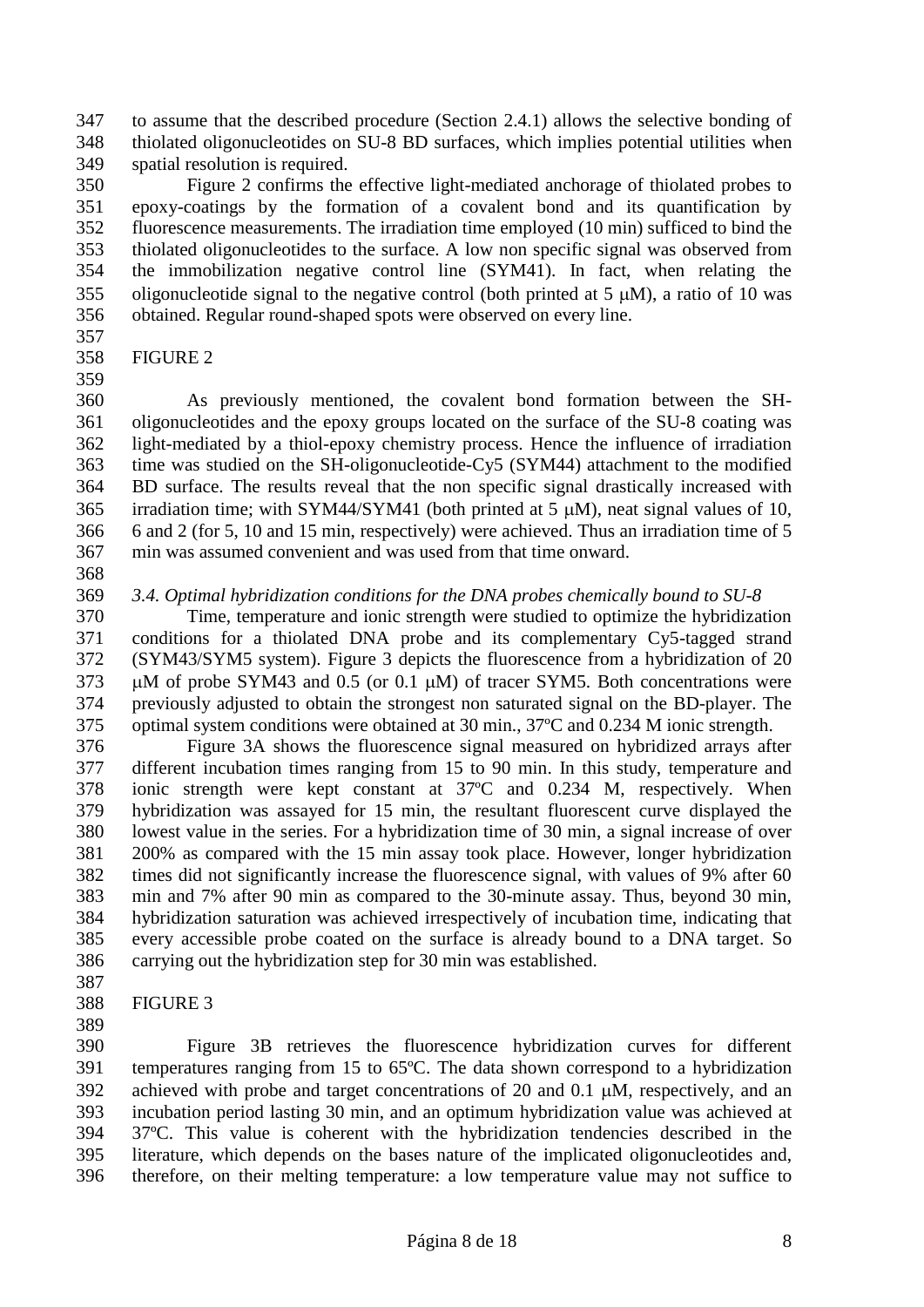to assume that the described procedure (Section 2.4.1) allows the selective bonding of thiolated oligonucleotides on SU-8 BD surfaces, which implies potential utilities when spatial resolution is required.

Figure 2 confirms the effective light-mediated anchorage of thiolated probes to epoxy-coatings by the formation of a covalent bond and its quantification by fluorescence measurements. The irradiation time employed (10 min) sufficed to bind the thiolated oligonucleotides to the surface. A low non specific signal was observed from the immobilization negative control line (SYM41). In fact, when relating the oligonucleotide signal to the negative control (both printed at 5 μM), a ratio of 10 was obtained. Regular round-shaped spots were observed on every line.

FIGURE 2

As previously mentioned, the covalent bond formation between the SH-oligonucleotides and the epoxy groups located on the surface of the SU-8 coating was light-mediated by a thiol-epoxy chemistry process. Hence the influence of irradiation time was studied on the SH-oligonucleotide-Cy5 (SYM44) attachment to the modified BD surface. The results reveal that the non specific signal drastically increased with irradiation time; with SYM44/SYM41 (both printed at 5 μM), neat signal values of 10, 6 and 2 (for 5, 10 and 15 min, respectively) were achieved. Thus an irradiation time of 5 min was assumed convenient and was used from that time onward.

### *3.4. Optimal hybridization conditions for the DNA probes chemically bound to SU-8*

Time, temperature and ionic strength were studied to optimize the hybridization conditions for a thiolated DNA probe and its complementary Cy5-tagged strand (SYM43/SYM5 system). Figure 3 depicts the fluorescence from a hybridization of 20 μM of probe SYM43 and 0.5 (or 0.1 μM) of tracer SYM5. Both concentrations were previously adjusted to obtain the strongest non saturated signal on the BD-player. The optimal system conditions were obtained at 30 min., 37ºC and 0.234 M ionic strength.

Figure 3A shows the fluorescence signal measured on hybridized arrays after different incubation times ranging from 15 to 90 min. In this study, temperature and ionic strength were kept constant at 37ºC and 0.234 M, respectively. When hybridization was assayed for 15 min, the resultant fluorescent curve displayed the lowest value in the series. For a hybridization time of 30 min, a signal increase of over 200% as compared with the 15 min assay took place. However, longer hybridization times did not significantly increase the fluorescence signal, with values of 9% after 60 min and 7% after 90 min as compared to the 30-minute assay. Thus, beyond 30 min, hybridization saturation was achieved irrespectively of incubation time, indicating that every accessible probe coated on the surface is already bound to a DNA target. So carrying out the hybridization step for 30 min was established.

FIGURE 3

Figure 3B retrieves the fluorescence hybridization curves for different temperatures ranging from 15 to 65ºC. The data shown correspond to a hybridization achieved with probe and target concentrations of 20 and 0.1 μM, respectively, and an incubation period lasting 30 min, and an optimum hybridization value was achieved at 37ºC. This value is coherent with the hybridization tendencies described in the literature, which depends on the bases nature of the implicated oligonucleotides and, therefore, on their melting temperature: a low temperature value may not suffice to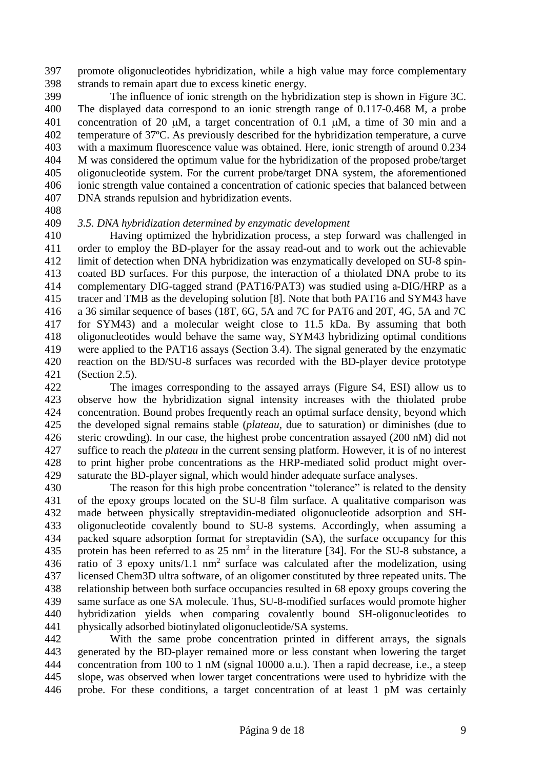promote oligonucleotides hybridization, while a high value may force complementary strands to remain apart due to excess kinetic energy.

The influence of ionic strength on the hybridization step is shown in Figure 3C. The displayed data correspond to an ionic strength range of 0.117-0.468 M, a probe concentration of 20 μM, a target concentration of 0.1 μM, a time of 30 min and a temperature of 37ºC. As previously described for the hybridization temperature, a curve with a maximum fluorescence value was obtained. Here, ionic strength of around 0.234 M was considered the optimum value for the hybridization of the proposed probe/target oligonucleotide system. For the current probe/target DNA system, the aforementioned ionic strength value contained a concentration of cationic species that balanced between DNA strands repulsion and hybridization events.

### *3.5. DNA hybridization determined by enzymatic development*

Having optimized the hybridization process, a step forward was challenged in order to employ the BD-player for the assay read-out and to work out the achievable limit of detection when DNA hybridization was enzymatically developed on SU-8 spin-coated BD surfaces. For this purpose, the interaction of a thiolated DNA probe to its complementary DIG-tagged strand (PAT16/PAT3) was studied using a-DIG/HRP as a tracer and TMB as the developing solution [8]. Note that both PAT16 and SYM43 have a 36 similar sequence of bases (18T, 6G, 5A and 7C for PAT6 and 20T, 4G, 5A and 7C for SYM43) and a molecular weight close to 11.5 kDa. By assuming that both oligonucleotides would behave the same way, SYM43 hybridizing optimal conditions were applied to the PAT16 assays (Section 3.4). The signal generated by the enzymatic reaction on the BD/SU-8 surfaces was recorded with the BD-player device prototype (Section 2.5).

The images corresponding to the assayed arrays (Figure S4, ESI) allow us to observe how the hybridization signal intensity increases with the thiolated probe concentration. Bound probes frequently reach an optimal surface density, beyond which the developed signal remains stable (*plateau*, due to saturation) or diminishes (due to steric crowding). In our case, the highest probe concentration assayed (200 nM) did not suffice to reach the *plateau* in the current sensing platform. However, it is of no interest to print higher probe concentrations as the HRP-mediated solid product might over-saturate the BD-player signal, which would hinder adequate surface analyses.

The reason for this high probe concentration "tolerance" is related to the density of the epoxy groups located on the SU-8 film surface. A qualitative comparison was made between physically streptavidin-mediated oligonucleotide adsorption and SH-oligonucleotide covalently bound to SU-8 systems. Accordingly, when assuming a packed square adsorption format for streptavidin (SA), the surface occupancy for this protein has been referred to as 25 $nm^2$ in the literature [34]. For the SU-8 substance, a ratio of 3 epoxy units/1.1 $nm^2$ surface was calculated after the modelization, using licensed Chem3D ultra software, of an oligomer constituted by three repeated units. The relationship between both surface occupancies resulted in 68 epoxy groups covering the same surface as one SA molecule. Thus, SU-8-modified surfaces would promote higher hybridization yields when comparing covalently bound SH-oligonucleotides to physically adsorbed biotinylated oligonucleotide/SA systems.

With the same probe concentration printed in different arrays, the signals generated by the BD-player remained more or less constant when lowering the target concentration from 100 to 1 nM (signal 10000 a.u.). Then a rapid decrease, i.e., a steep slope, was observed when lower target concentrations were used to hybridize with the probe. For these conditions, a target concentration of at least 1 pM was certainly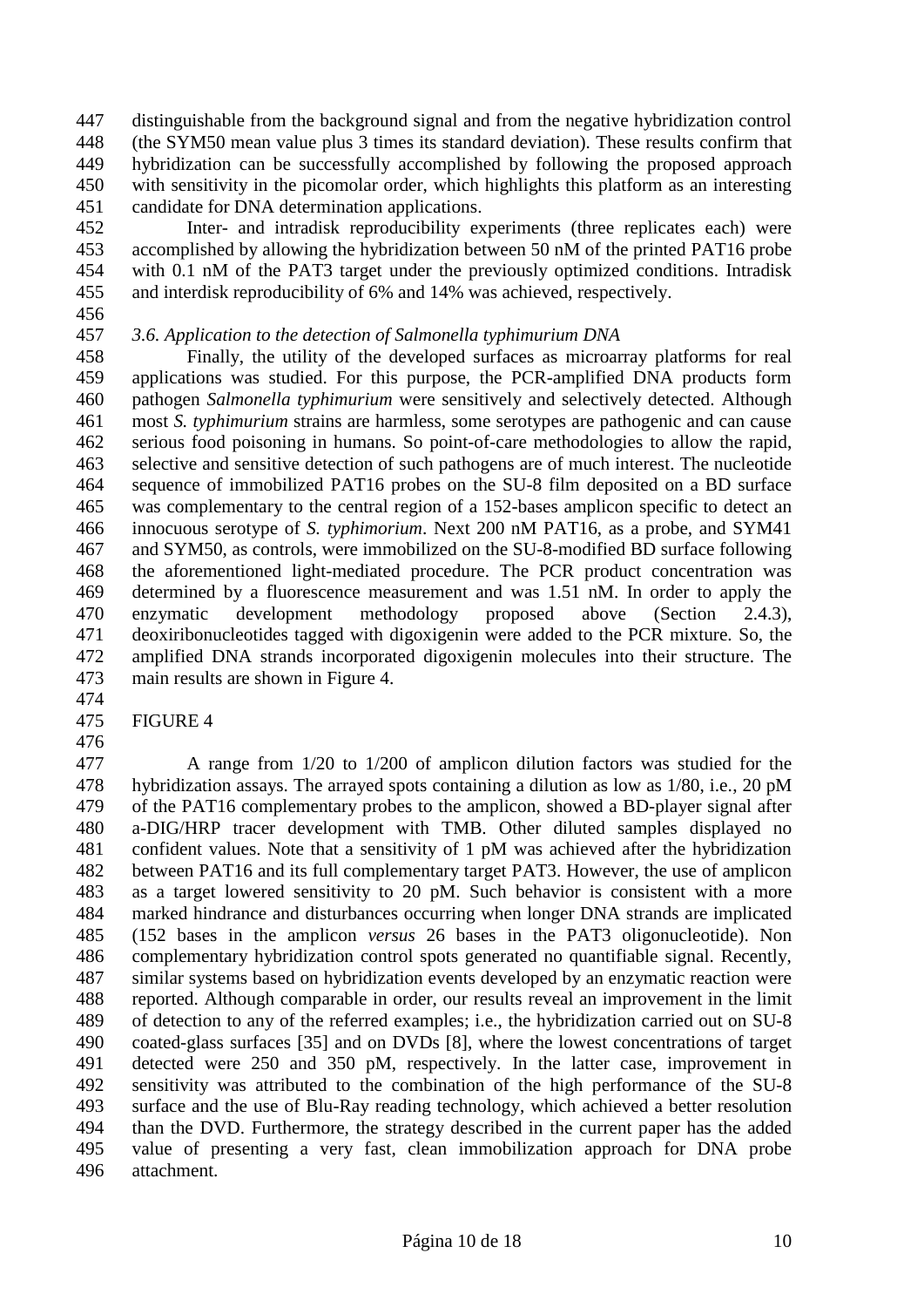distinguishable from the background signal and from the negative hybridization control (the SYM50 mean value plus 3 times its standard deviation). These results confirm that hybridization can be successfully accomplished by following the proposed approach with sensitivity in the picomolar order, which highlights this platform as an interesting candidate for DNA determination applications.

Inter- and intradisk reproducibility experiments (three replicates each) were accomplished by allowing the hybridization between 50 nM of the printed PAT16 probe with 0.1 nM of the PAT3 target under the previously optimized conditions. Intradisk and interdisk reproducibility of 6% and 14% was achieved, respectively.

### *3.6. Application to the detection of Salmonella typhimurium DNA*

Finally, the utility of the developed surfaces as microarray platforms for real applications was studied. For this purpose, the PCR-amplified DNA products form pathogen *Salmonella typhimurium* were sensitively and selectively detected. Although most *S. typhimurium* strains are harmless, some serotypes are pathogenic and can cause serious food poisoning in humans. So point-of-care methodologies to allow the rapid, selective and sensitive detection of such pathogens are of much interest. The nucleotide sequence of immobilized PAT16 probes on the SU-8 film deposited on a BD surface was complementary to the central region of a 152-bases amplicon specific to detect an innocuous serotype of *S. typhimorium*. Next 200 nM PAT16, as a probe, and SYM41 and SYM50, as controls, were immobilized on the SU-8-modified BD surface following the aforementioned light-mediated procedure. The PCR product concentration was determined by a fluorescence measurement and was 1.51 nM. In order to apply the enzymatic development methodology proposed above (Section 2.4.3), deoxiribonucleotides tagged with digoxigenin were added to the PCR mixture. So, the amplified DNA strands incorporated digoxigenin molecules into their structure. The main results are shown in Figure 4.

FIGURE 4

A range from 1/20 to 1/200 of amplicon dilution factors was studied for the hybridization assays. The arrayed spots containing a dilution as low as 1/80, i.e., 20 pM of the PAT16 complementary probes to the amplicon, showed a BD-player signal after a-DIG/HRP tracer development with TMB. Other diluted samples displayed no confident values. Note that a sensitivity of 1 pM was achieved after the hybridization between PAT16 and its full complementary target PAT3. However, the use of amplicon as a target lowered sensitivity to 20 pM. Such behavior is consistent with a more marked hindrance and disturbances occurring when longer DNA strands are implicated (152 bases in the amplicon *versus* 26 bases in the PAT3 oligonucleotide). Non complementary hybridization control spots generated no quantifiable signal. Recently, similar systems based on hybridization events developed by an enzymatic reaction were reported. Although comparable in order, our results reveal an improvement in the limit of detection to any of the referred examples; i.e., the hybridization carried out on SU-8 coated-glass surfaces [35] and on DVDs [8], where the lowest concentrations of target detected were 250 and 350 pM, respectively. In the latter case, improvement in sensitivity was attributed to the combination of the high performance of the SU-8 surface and the use of Blu-Ray reading technology, which achieved a better resolution than the DVD. Furthermore, the strategy described in the current paper has the added value of presenting a very fast, clean immobilization approach for DNA probe attachment.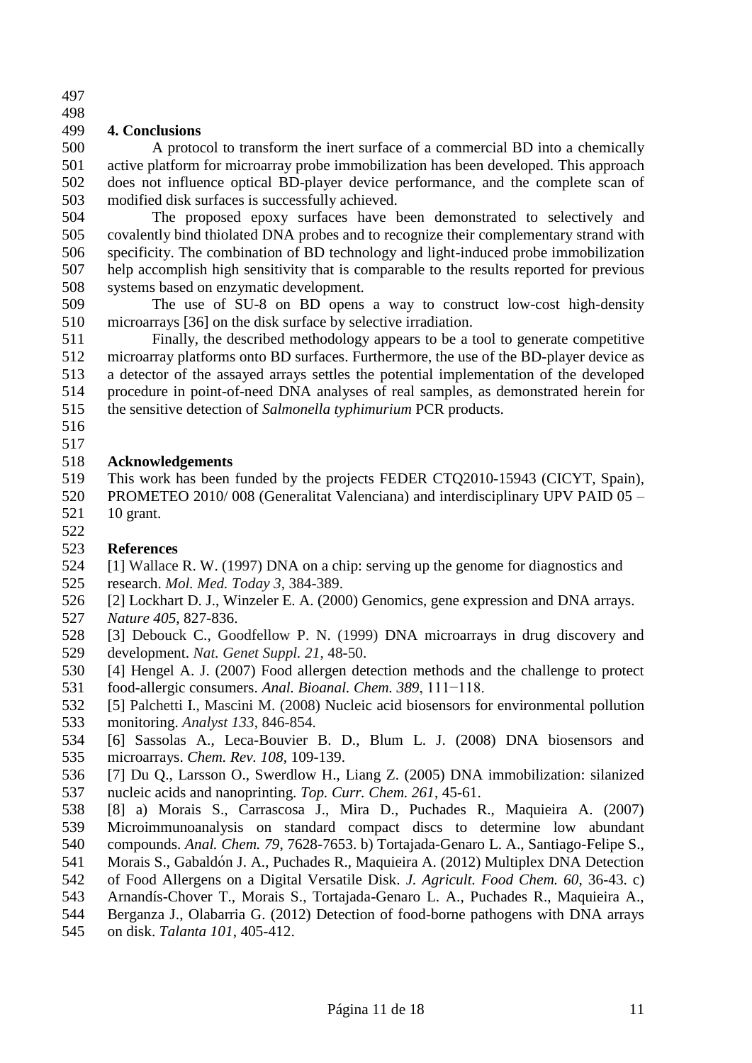## 4. Conclusions

A protocol to transform the inert surface of a commercial BD into a chemically active platform for microarray probe immobilization has been developed. This approach does not influence optical BD-player device performance, and the complete scan of modified disk surfaces is successfully achieved.

The proposed epoxy surfaces have been demonstrated to selectively and covalently bind thiolated DNA probes and to recognize their complementary strand with specificity. The combination of BD technology and light-induced probe immobilization help accomplish high sensitivity that is comparable to the results reported for previous systems based on enzymatic development.

The use of SU-8 on BD opens a way to construct low-cost high-density microarrays [36] on the disk surface by selective irradiation.

Finally, the described methodology appears to be a tool to generate competitive microarray platforms onto BD surfaces. Furthermore, the use of the BD-player device as a detector of the assayed arrays settles the potential implementation of the developed procedure in point-of-need DNA analyses of real samples, as demonstrated herein for the sensitive detection of *Salmonella typhimurium* PCR products.

## Acknowledgements

This work has been funded by the projects FEDER CTQ2010-15943 (CICYT, Spain), PROMETEO 2010/ 008 (Generalitat Valenciana) and interdisciplinary UPV PAID 05 – 10 grant.

## References

[1] Wallace R. W. (1997) DNA on a chip: serving up the genome for diagnostics and research. *Mol. Med. Today 3*, 384-389.

[2] Lockhart D. J., Winzeler E. A. (2000) Genomics, gene expression and DNA arrays. *Nature 405*, 827-836.

[3] Debouck C., Goodfellow P. N. (1999) DNA microarrays in drug discovery and development. *Nat. Genet Suppl. 21*, 48-50.

[4] Hengel A. J. (2007) Food allergen detection methods and the challenge to protect food-allergic consumers. *Anal. Bioanal. Chem. 389*, 111−118.

[5] Palchetti I., Mascini M. (2008) Nucleic acid biosensors for environmental pollution monitoring. *Analyst 133*, 846-854.

[6] Sassolas A., Leca-Bouvier B. D., Blum L. J. (2008) DNA biosensors and microarrays. *Chem. Rev. 108*, 109-139.

[7] Du Q., Larsson O., Swerdlow H., Liang Z. (2005) DNA immobilization: silanized nucleic acids and nanoprinting. *Top. Curr. Chem. 261*, 45-61.

[8] a) Morais S., Carrascosa J., Mira D., Puchades R., Maquieira A. (2007) Microimmunoanalysis on standard compact discs to determine low abundant compounds. *Anal. Chem. 79*, 7628-7653. b) Tortajada-Genaro L. A., Santiago-Felipe S., Morais S., Gabaldón J. A., Puchades R., Maquieira A. (2012) Multiplex DNA Detection of Food Allergens on a Digital Versatile Disk. *J. Agricult. Food Chem. 60*, 36-43. c) Arnandís-Chover T., Morais S., Tortajada-Genaro L. A., Puchades R., Maquieira A., Berganza J., Olabarria G. (2012) Detection of food-borne pathogens with DNA arrays on disk. *Talanta 101*, 405-412.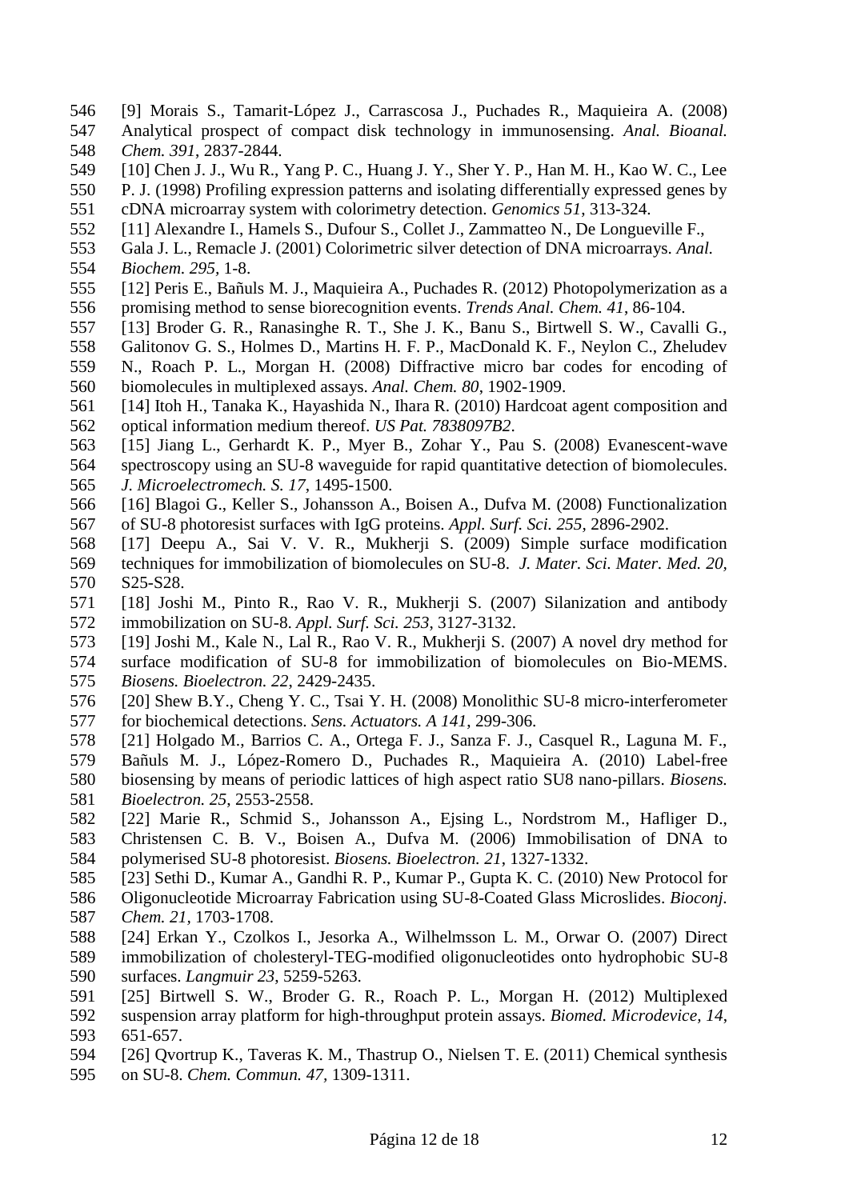[9] Morais S., Tamarit-López J., Carrascosa J., Puchades R., Maquieira A. (2008) Analytical prospect of compact disk technology in immunosensing. *Anal. Bioanal. Chem. 391*, 2837-2844.

[10] Chen J. J., Wu R., Yang P. C., Huang J. Y., Sher Y. P., Han M. H., Kao W. C., Lee P. J. (1998) Profiling expression patterns and isolating differentially expressed genes by cDNA microarray system with colorimetry detection. *Genomics 51*, 313-324.

[11] Alexandre I., Hamels S., Dufour S., Collet J., Zammatteo N., De Longueville F., Gala J. L., Remacle J. (2001) Colorimetric silver detection of DNA microarrays. *Anal. Biochem. 295*, 1-8.

[12] Peris E., Bañuls M. J., Maquieira A., Puchades R. (2012) Photopolymerization as a promising method to sense biorecognition events. *Trends Anal. Chem. 41*, 86-104.

[13] Broder G. R., Ranasinghe R. T., She J. K., Banu S., Birtwell S. W., Cavalli G., Galitonov G. S., Holmes D., Martins H. F. P., MacDonald K. F., Neylon C., Zheludev N., Roach P. L., Morgan H. (2008) Diffractive micro bar codes for encoding of biomolecules in multiplexed assays. *Anal. Chem. 80*, 1902-1909.

[14] Itoh H., Tanaka K., Hayashida N., Ihara R. (2010) Hardcoat agent composition and optical information medium thereof. *US Pat. 7838097B2*.

[15] Jiang L., Gerhardt K. P., Myer B., Zohar Y., Pau S. (2008) Evanescent-wave spectroscopy using an SU-8 waveguide for rapid quantitative detection of biomolecules. *J. Microelectromech. S. 17*, 1495-1500.

[16] Blagoi G., Keller S., Johansson A., Boisen A., Dufva M. (2008) Functionalization of SU-8 photoresist surfaces with IgG proteins. *Appl. Surf. Sci. 255*, 2896-2902.

[17] Deepu A., Sai V. V. R., Mukherji S. (2009) Simple surface modification techniques for immobilization of biomolecules on SU-8. *J. Mater. Sci. Mater. Med. 20*, S25-S28.

[18] Joshi M., Pinto R., Rao V. R., Mukherji S. (2007) Silanization and antibody immobilization on SU-8. *Appl. Surf. Sci. 253*, 3127-3132.

[19] Joshi M., Kale N., Lal R., Rao V. R., Mukherji S. (2007) A novel dry method for surface modification of SU-8 for immobilization of biomolecules on Bio-MEMS. *Biosens. Bioelectron. 22*, 2429-2435.

[20] Shew B.Y., Cheng Y. C., Tsai Y. H. (2008) Monolithic SU-8 micro-interferometer for biochemical detections. *Sens. Actuators. A 141*, 299-306.

[21] Holgado M., Barrios C. A., Ortega F. J., Sanza F. J., Casquel R., Laguna M. F., Bañuls M. J., López-Romero D., Puchades R., Maquieira A. (2010) Label-free biosensing by means of periodic lattices of high aspect ratio SU8 nano-pillars. *Biosens. Bioelectron. 25*, 2553-2558.

[22] Marie R., Schmid S., Johansson A., Ejsing L., Nordstrom M., Hafliger D., Christensen C. B. V., Boisen A., Dufva M. (2006) Immobilisation of DNA to polymerised SU-8 photoresist. *Biosens. Bioelectron. 21*, 1327-1332.

[23] Sethi D., Kumar A., Gandhi R. P., Kumar P., Gupta K. C. (2010) New Protocol for Oligonucleotide Microarray Fabrication using SU-8-Coated Glass Microslides. *Bioconj. Chem. 21*, 1703-1708.

[24] Erkan Y., Czolkos I., Jesorka A., Wilhelmsson L. M., Orwar O. (2007) Direct immobilization of cholesteryl-TEG-modified oligonucleotides onto hydrophobic SU-8 surfaces. *Langmuir 23*, 5259-5263.

[25] Birtwell S. W., Broder G. R., Roach P. L., Morgan H. (2012) Multiplexed suspension array platform for high-throughput protein assays. *Biomed. Microdevice, 14*, 651-657.

[26] Qvortrup K., Taveras K. M., Thastrup O., Nielsen T. E. (2011) Chemical synthesis on SU-8. *Chem. Commun. 47*, 1309-1311.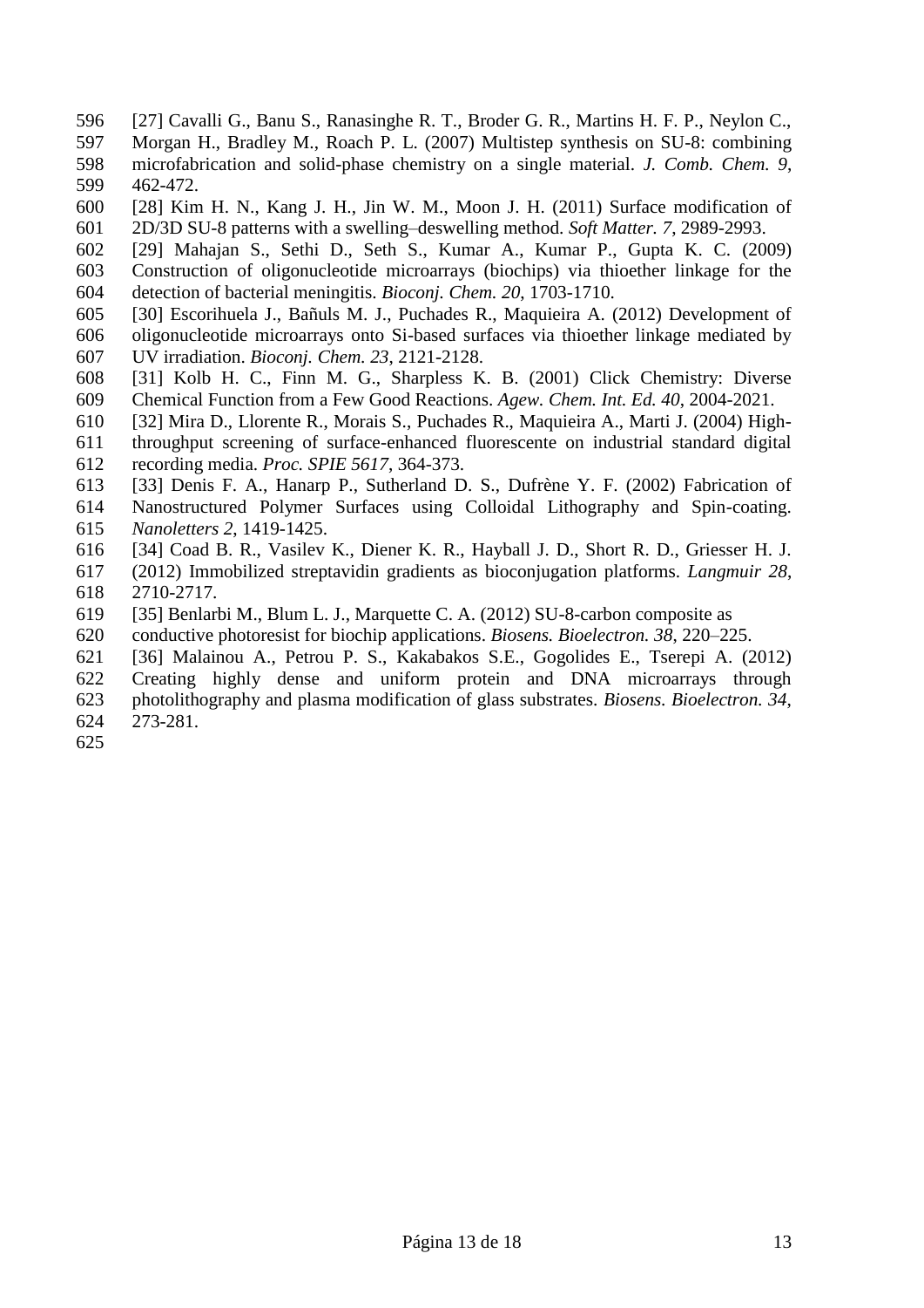[27] Cavalli G., Banu S., Ranasinghe R. T., Broder G. R., Martins H. F. P., Neylon C., Morgan H., Bradley M., Roach P. L. (2007) Multistep synthesis on SU-8: combining microfabrication and solid-phase chemistry on a single material. *J. Comb. Chem. 9*, 462-472.

[28] Kim H. N., Kang J. H., Jin W. M., Moon J. H. (2011) Surface modification of 2D/3D SU-8 patterns with a swelling–deswelling method. *Soft Matter. 7*, 2989-2993.

[29] Mahajan S., Sethi D., Seth S., Kumar A., Kumar P., Gupta K. C. (2009) Construction of oligonucleotide microarrays (biochips) via thioether linkage for the detection of bacterial meningitis. *Bioconj. Chem. 20*, 1703-1710.

[30] Escorihuela J., Bañuls M. J., Puchades R., Maquieira A. (2012) Development of oligonucleotide microarrays onto Si-based surfaces via thioether linkage mediated by UV irradiation. *Bioconj. Chem. 23*, 2121-2128.

[31] Kolb H. C., Finn M. G., Sharpless K. B. (2001) Click Chemistry: Diverse Chemical Function from a Few Good Reactions. *Agew. Chem. Int. Ed. 40*, 2004-2021.

[32] Mira D., Llorente R., Morais S., Puchades R., Maquieira A., Marti J. (2004) High-throughput screening of surface-enhanced fluorescente on industrial standard digital recording media. *Proc. SPIE 5617*, 364-373.

[33] Denis F. A., Hanarp P., Sutherland D. S., Dufrène Y. F. (2002) Fabrication of Nanostructured Polymer Surfaces using Colloidal Lithography and Spin-coating. *Nanoletters 2*, 1419-1425.

[34] Coad B. R., Vasilev K., Diener K. R., Hayball J. D., Short R. D., Griesser H. J. (2012) Immobilized streptavidin gradients as bioconjugation platforms. *Langmuir 28*, 2710-2717.

[35] Benlarbi M., Blum L. J., Marquette C. A. (2012) SU-8-carbon composite as conductive photoresist for biochip applications. *Biosens. Bioelectron. 38*, 220–225.

[36] Malainou A., Petrou P. S., Kakabakos S.E., Gogolides E., Tserepi A. (2012) Creating highly dense and uniform protein and DNA microarrays through photolithography and plasma modification of glass substrates. *Biosens. Bioelectron. 34*, 273-281.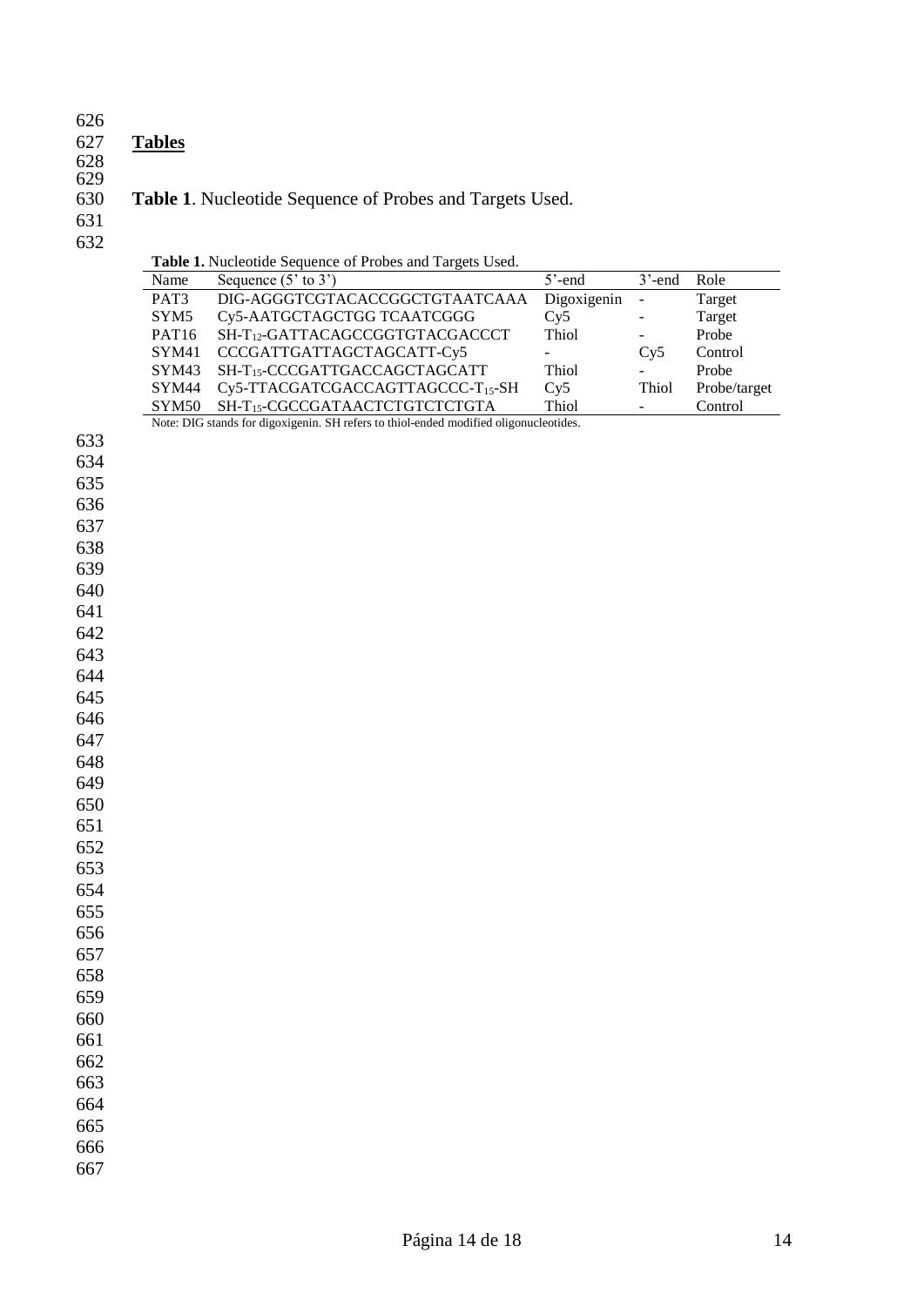## Tables

**Table 1**. Nucleotide Sequence of Probes and Targets Used.

**Table 1.** Nucleotide Sequence of Probes and Targets Used.

| Name | Sequence (5' to 3') | 5'-end | 3'-end | Role |
|---|---|---|---|---|
| PAT3 | DIG-AGGGTCGTACACCGGCTGTAATCAAA | Digoxigenin | - | Target |
| SYM5 | Cy5-AATGCTAGCTGG TCAATCGGG | Cy5 | - | Target |
| PAT16 | SH-$T_{12}$-GATTACAGCCGGTGTACGACCCT | Thiol | - | Probe |
| SYM41 | CCCGATTGATTAGCTAGCATT-Cy5 | - | Cy5 | Control |
| SYM43 | SH-$T_{15}$-CCCGATTGACCAGCTAGCATT | Thiol | - | Probe |
| SYM44 | Cy5-TTACGATCGACCAGTTAGCCC-$T_{15}$-SH | Cy5 | Thiol | Probe/target |
| SYM50 | SH-$T_{15}$-CGCCGATAACTCTGTCTCTGTA | Thiol | - | Control |

Note: DIG stands for digoxigenin. SH refers to thiol-ended modified oligonucleotides.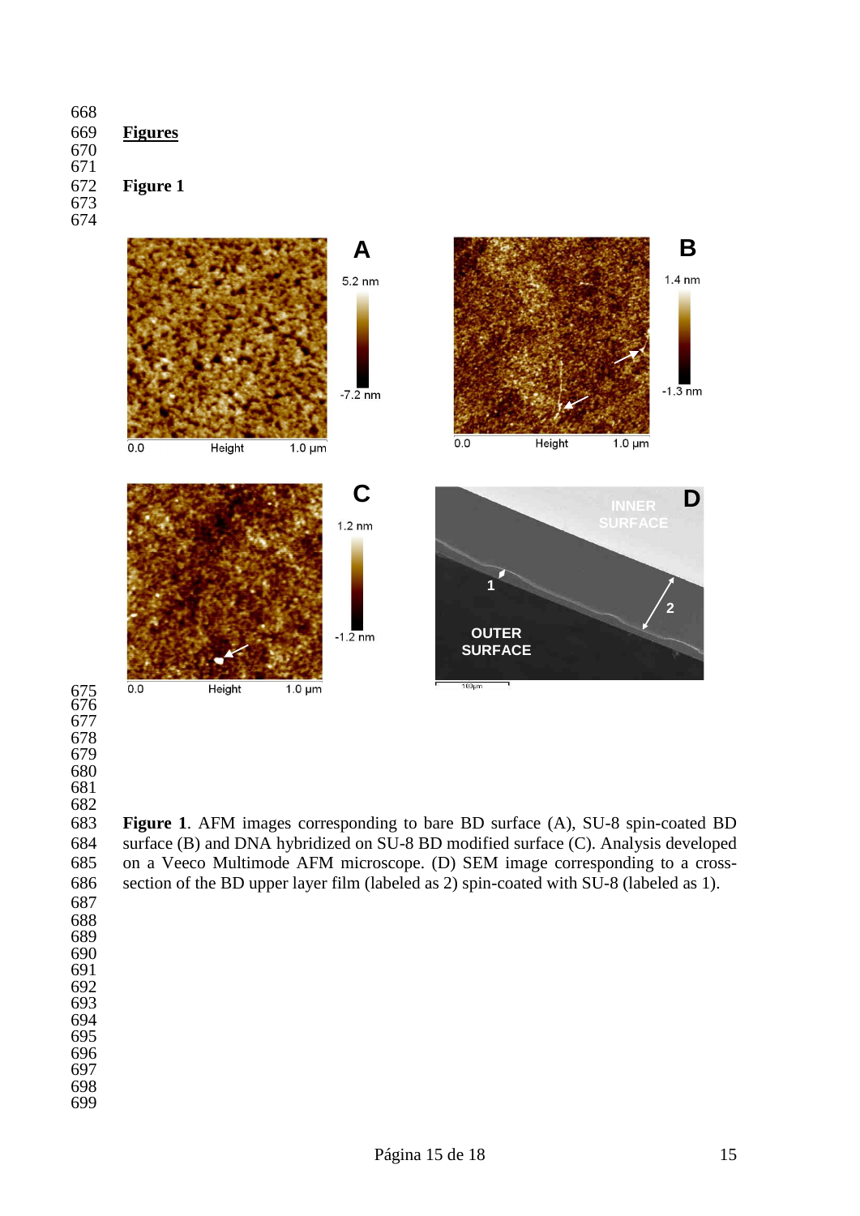## Figures

### Figure 1

**Figure 1**. AFM images corresponding to bare BD surface (A), SU-8 spin-coated BD surface (B) and DNA hybridized on SU-8 BD modified surface (C). Analysis developed on a Veeco Multimode AFM microscope. (D) SEM image corresponding to a cross-section of the BD upper layer film (labeled as 2) spin-coated with SU-8 (labeled as 1).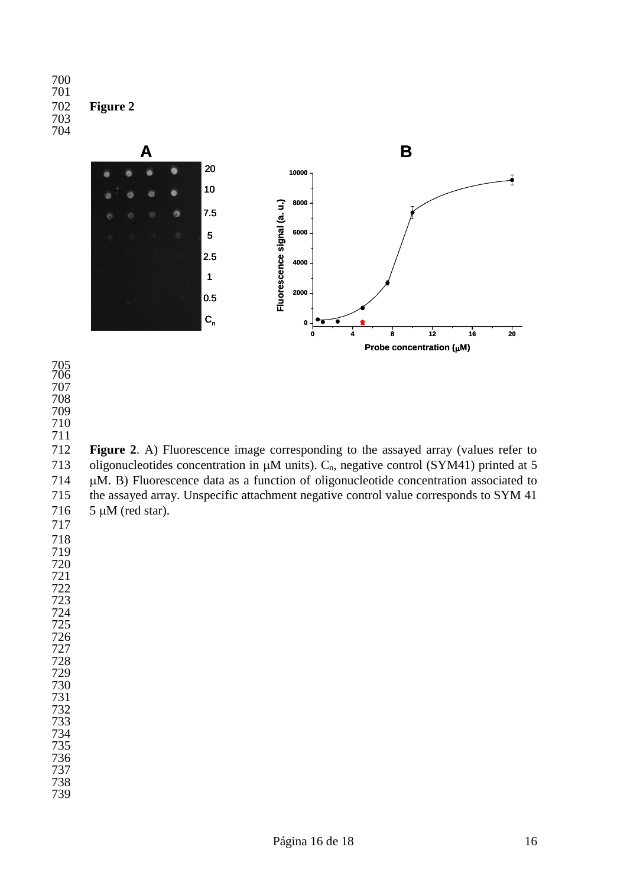**Figure 2**

**Figure 2**. A) Fluorescence image corresponding to the assayed array (values refer to oligonucleotides concentration in μM units). $C_n$, negative control (SYM41) printed at 5 μM. B) Fluorescence data as a function of oligonucleotide concentration associated to the assayed array. Unspecific attachment negative control value corresponds to SYM 41 5 μM (red star).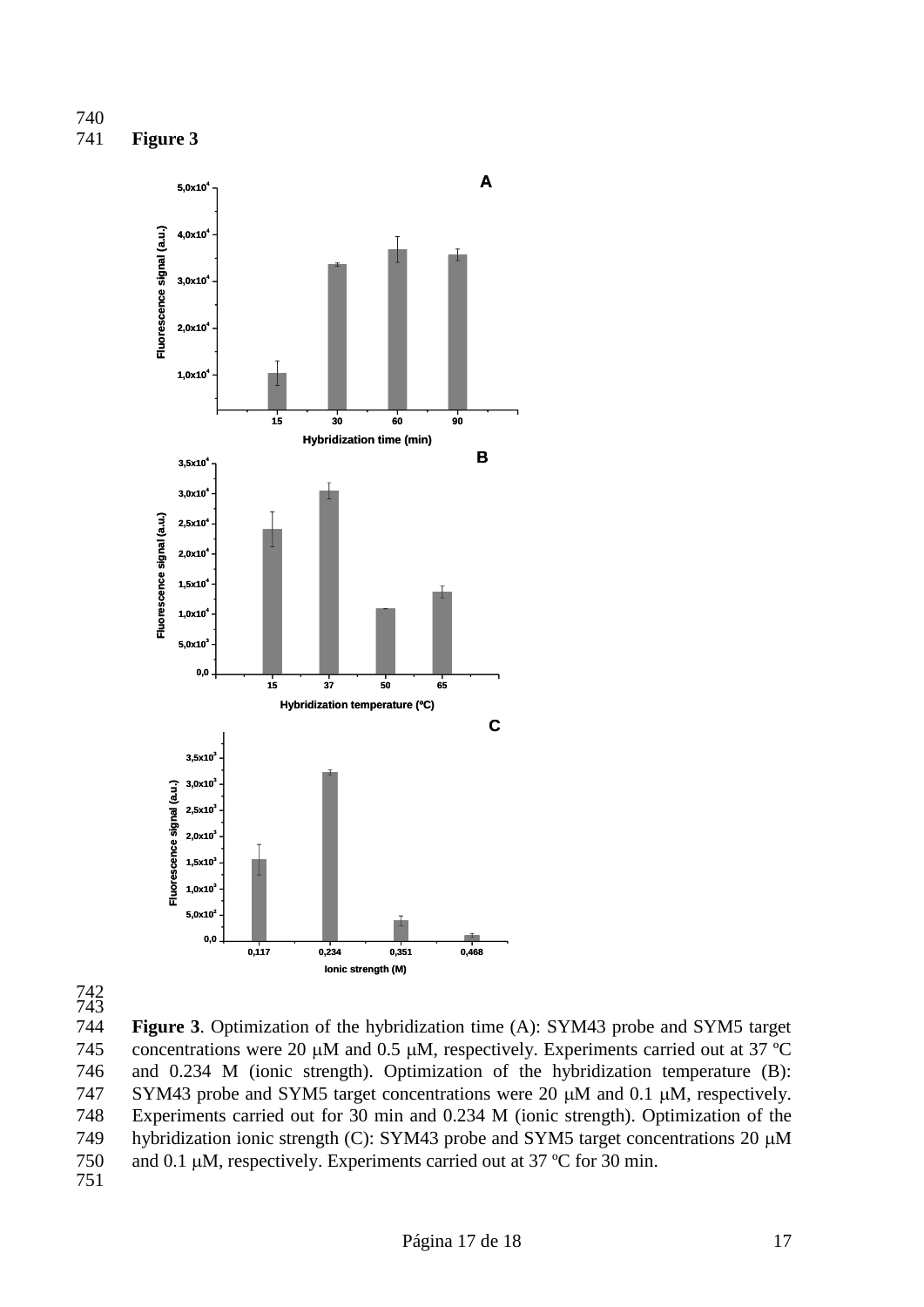**Figure 3**

**Figure 3**. Optimization of the hybridization time (A): SYM43 probe and SYM5 target concentrations were 20 μM and 0.5 μM, respectively. Experiments carried out at 37 ºC and 0.234 M (ionic strength). Optimization of the hybridization temperature (B): SYM43 probe and SYM5 target concentrations were 20 μM and 0.1 μM, respectively. Experiments carried out for 30 min and 0.234 M (ionic strength). Optimization of the hybridization ionic strength (C): SYM43 probe and SYM5 target concentrations 20 μM and 0.1 μM, respectively. Experiments carried out at 37 ºC for 30 min.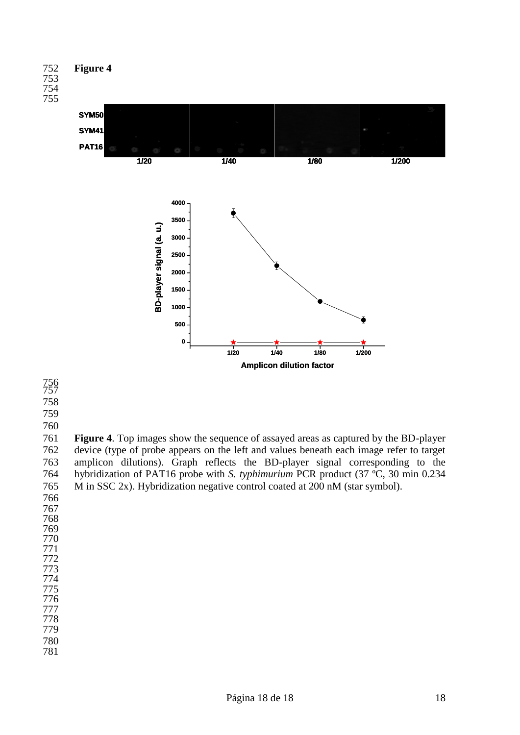**Figure 4**

SYM50

SYM41

PAT16

1/20 1/40 1/80 1/200

BD-player signal (a. u.)

4000
3500
3000
2500
2000
1500
1000
500
0

1/20 1/40 1/80 1/200

Amplicon dilution factor

**Figure 4**. Top images show the sequence of assayed areas as captured by the BD-player device (type of probe appears on the left and values beneath each image refer to target amplicon dilutions). Graph reflects the BD-player signal corresponding to the hybridization of PAT16 probe with *S. typhimurium* PCR product (37 ºC, 30 min 0.234 M in SSC 2x). Hybridization negative control coated at 200 nM (star symbol).